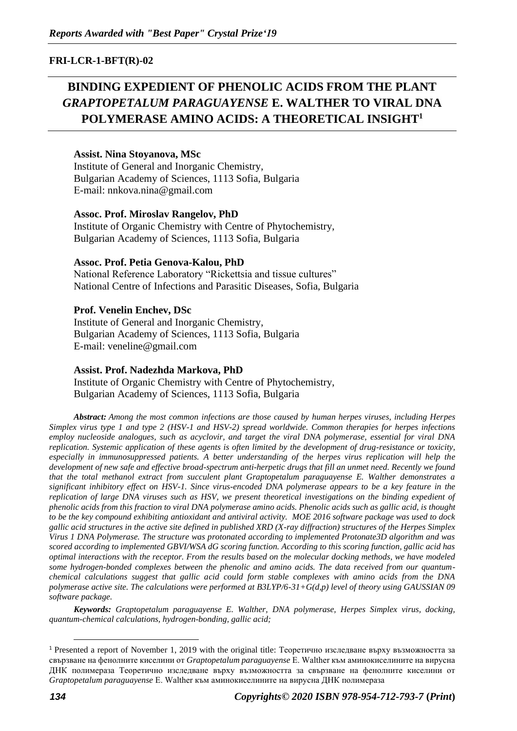**FRI-LCR-1-BFT(R)-02**

# BINDING EXPEDIENT OF PHENOLIC ACIDS FROM THE PLANT *GRAPTOPETALUM PARAGUAYENSE* E. WALTHER TO VIRAL DNA POLYMERASE AMINO ACIDS: A THEORETICAL INSIGHT[1]

**Assist. Nina Stoyanova, MSc**
Institute of General and Inorganic Chemistry,
Bulgarian Academy of Sciences, 1113 Sofia, Bulgaria
E-mail: nnkova.nina@gmail.com

**Assoc. Prof. Miroslav Rangelov, PhD**
Institute of Organic Chemistry with Centre of Phytochemistry,
Bulgarian Academy of Sciences, 1113 Sofia, Bulgaria

**Assoc. Prof. Petia Genova-Kalou, PhD**
National Reference Laboratory "Rickettsia and tissue cultures"
National Centre of Infections and Parasitic Diseases, Sofia, Bulgaria

**Prof. Venelin Enchev, DSc**
Institute of General and Inorganic Chemistry,
Bulgarian Academy of Sciences, 1113 Sofia, Bulgaria
E-mail: veneline@gmail.com

**Assist. Prof. Nadezhda Markova, PhD**
Institute of Organic Chemistry with Centre of Phytochemistry,
Bulgarian Academy of Sciences, 1113 Sofia, Bulgaria

***Abstract:*** *Among the most common infections are those caused by human herpes viruses, including Herpes Simplex virus type 1 and type 2 (HSV-1 and HSV-2) spread worldwide. Common therapies for herpes infections employ nucleoside analogues, such as acyclovir, and target the viral DNA polymerase, essential for viral DNA replication. Systemic application of these agents is often limited by the development of drug-resistance or toxicity, especially in immunosuppressed patients. A better understanding of the herpes virus replication will help the development of new safe and effective broad-spectrum anti-herpetic drugs that fill an unmet need. Recently we found that the total methanol extract from succulent plant Graptopetalum paraguayense E. Walther demonstrates a significant inhibitory effect on HSV-1. Since virus-encoded DNA polymerase appears to be a key feature in the replication of large DNA viruses such as HSV, we present theoretical investigations on the binding expedient of phenolic acids from this fraction to viral DNA polymerase amino acids. Phenolic acids such as gallic acid, is thought to be the key compound exhibiting antioxidant and antiviral activity. MOE 2016 software package was used to dock gallic acid structures in the active site defined in published XRD (X-ray diffraction) structures of the Herpes Simplex Virus 1 DNA Polymerase. The structure was protonated according to implemented Protonate3D algorithm and was scored according to implemented GBVI/WSA dG scoring function. According to this scoring function, gallic acid has optimal interactions with the receptor. From the results based on the molecular docking methods, we have modeled some hydrogen-bonded complexes between the phenolic and amino acids. The data received from our quantum-chemical calculations suggest that gallic acid could form stable complexes with amino acids from the DNA polymerase active site. The calculations were performed at B3LYP/6-31+G(d,p) level of theory using GAUSSIAN 09 software package.*

***Keywords:*** *Graptopetalum paraguayense E. Walther, DNA polymerase, Herpes Simplex virus, docking, quantum-chemical calculations, hydrogen-bonding, gallic acid;*

---

[1] Presented a report of November 1, 2019 with the original title: Теоретично изследване върху възможността за свързване на фенолните киселини от *Graptopetalum paraguayense* E. Walther към аминокиселините на вирусна ДНК полимераза Теоретично изследване върху възможността за свързване на фенолните киселини от *Graptopetalum paraguayense* E. Walther към аминокиселините на вирусна ДНК полимераза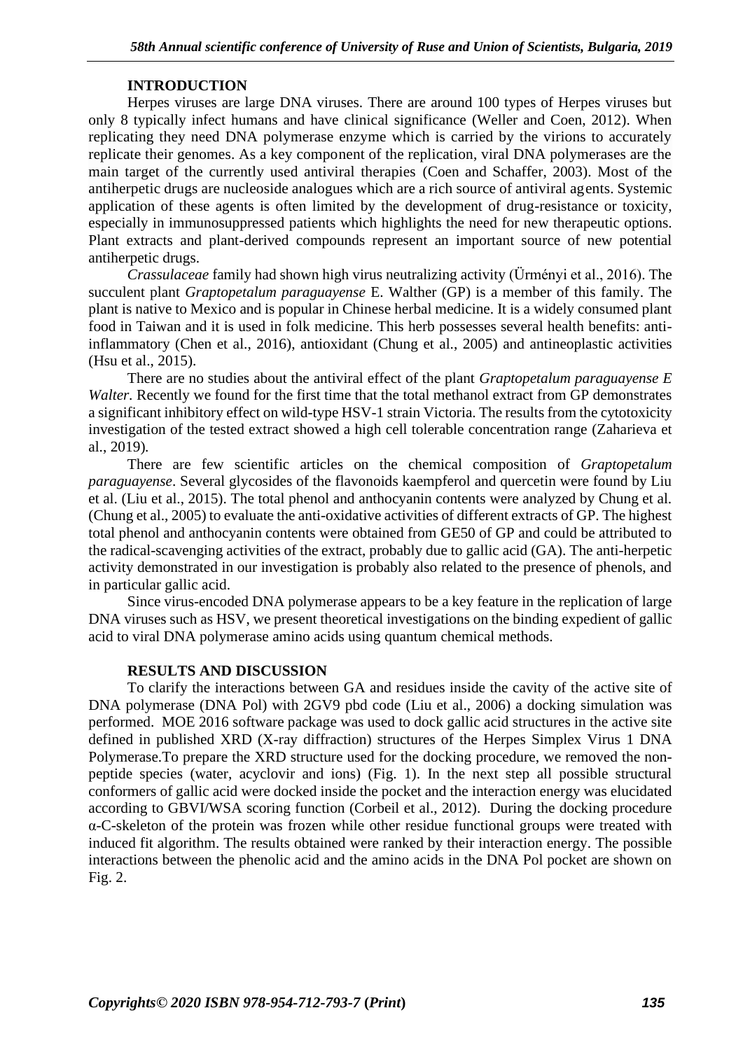## INTRODUCTION

Herpes viruses are large DNA viruses. There are around 100 types of Herpes viruses but only 8 typically infect humans and have clinical significance (Weller and Coen, 2012). When replicating they need DNA polymerase enzyme which is carried by the virions to accurately replicate their genomes. As a key component of the replication, viral DNA polymerases are the main target of the currently used antiviral therapies (Coen and Schaffer, 2003). Most of the antiherpetic drugs are nucleoside analogues which are a rich source of antiviral agents. Systemic application of these agents is often limited by the development of drug-resistance or toxicity, especially in immunosuppressed patients which highlights the need for new therapeutic options. Plant extracts and plant-derived compounds represent an important source of new potential antiherpetic drugs.

*Crassulaceae* family had shown high virus neutralizing activity (Ürményi et al., 2016). The succulent plant *Graptopetalum paraguayense* E. Walther (GP) is a member of this family. The plant is native to Mexico and is popular in Chinese herbal medicine. It is a widely consumed plant food in Taiwan and it is used in folk medicine. This herb possesses several health benefits: anti-inflammatory (Chen et al., 2016), antioxidant (Chung et al., 2005) and antineoplastic activities (Hsu et al., 2015).

There are no studies about the antiviral effect of the plant *Graptopetalum paraguayense E Walter.* Recently we found for the first time that the total methanol extract from GP demonstrates a significant inhibitory effect on wild-type HSV-1 strain Victoria. The results from the cytotoxicity investigation of the tested extract showed a high cell tolerable concentration range (Zaharieva et al., 2019).

There are few scientific articles on the chemical composition of *Graptopetalum paraguayense*. Several glycosides of the flavonoids kaempferol and quercetin were found by Liu et al. (Liu et al., 2015). The total phenol and anthocyanin contents were analyzed by Chung et al. (Chung et al., 2005) to evaluate the anti-oxidative activities of different extracts of GP. The highest total phenol and anthocyanin contents were obtained from GE50 of GP and could be attributed to the radical-scavenging activities of the extract, probably due to gallic acid (GA). The anti-herpetic activity demonstrated in our investigation is probably also related to the presence of phenols, and in particular gallic acid.

Since virus-encoded DNA polymerase appears to be a key feature in the replication of large DNA viruses such as HSV, we present theoretical investigations on the binding expedient of gallic acid to viral DNA polymerase amino acids using quantum chemical methods.

## RESULTS AND DISCUSSION

To clarify the interactions between GA and residues inside the cavity of the active site of DNA polymerase (DNA Pol) with 2GV9 pbd code (Liu et al., 2006) a docking simulation was performed. MOE 2016 software package was used to dock gallic acid structures in the active site defined in published XRD (X-ray diffraction) structures of the Herpes Simplex Virus 1 DNA Polymerase.To prepare the XRD structure used for the docking procedure, we removed the non-peptide species (water, acyclovir and ions) (Fig. 1). In the next step all possible structural conformers of gallic acid were docked inside the pocket and the interaction energy was elucidated according to GBVI/WSA scoring function (Corbeil et al., 2012). During the docking procedure α-C-skeleton of the protein was frozen while other residue functional groups were treated with induced fit algorithm. The results obtained were ranked by their interaction energy. The possible interactions between the phenolic acid and the amino acids in the DNA Pol pocket are shown on Fig. 2.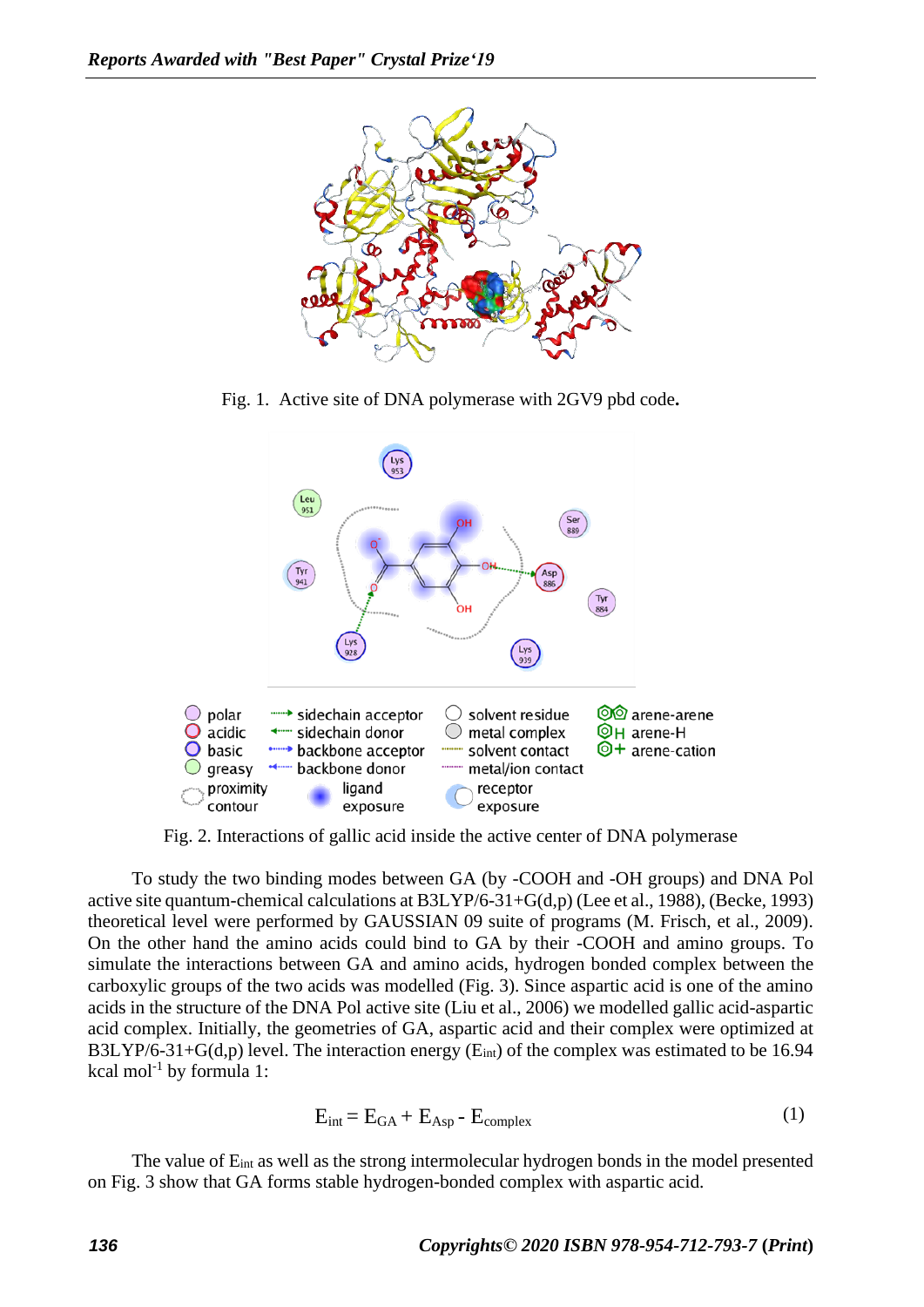Fig. 1. Active site of DNA polymerase with 2GV9 pbd code.

Fig. 2. Interactions of gallic acid inside the active center of DNA polymerase

To study the two binding modes between GA (by -COOH and -OH groups) and DNA Pol active site quantum-chemical calculations at B3LYP/6-31+G(d,p) (Lee et al., 1988), (Becke, 1993) theoretical level were performed by GAUSSIAN 09 suite of programs (M. Frisch, et al., 2009). On the other hand the amino acids could bind to GA by their -COOH and amino groups. To simulate the interactions between GA and amino acids, hydrogen bonded complex between the carboxylic groups of the two acids was modelled (Fig. 3). Since aspartic acid is one of the amino acids in the structure of the DNA Pol active site (Liu et al., 2006) we modelled gallic acid-aspartic acid complex. Initially, the geometries of GA, aspartic acid and their complex were optimized at B3LYP/6-31+G(d,p) level. The interaction energy ($E_{int}$) of the complex was estimated to be 16.94 kcal mol$^{-1}$ by formula 1:

$$E_{int} = E_{GA} + E_{Asp} - E_{complex} \tag{1}$$

The value of $E_{int}$ as well as the strong intermolecular hydrogen bonds in the model presented on Fig. 3 show that GA forms stable hydrogen-bonded complex with aspartic acid.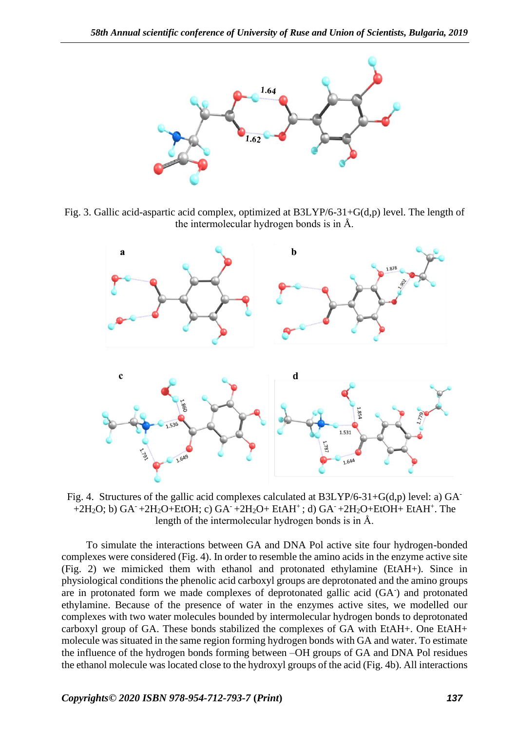Fig. 3. Gallic acid-aspartic acid complex, optimized at B3LYP/6-31+G(d,p) level. The length of the intermolecular hydrogen bonds is in Å.

Fig. 4. Structures of the gallic acid complexes calculated at B3LYP/6-31+G(d,p) level: a) $GA^- + 2H_2O$; b) $GA^- + 2H_2O + EtOH$; c) $GA^- + 2H_2O + EtAH^+$; d) $GA^- + 2H_2O + EtOH + EtAH^+$. The length of the intermolecular hydrogen bonds is in Å.

To simulate the interactions between GA and DNA Pol active site four hydrogen-bonded complexes were considered (Fig. 4). In order to resemble the amino acids in the enzyme active site (Fig. 2) we mimicked them with ethanol and protonated ethylamine (EtAH+). Since in physiological conditions the phenolic acid carboxyl groups are deprotonated and the amino groups are in protonated form we made complexes of deprotonated gallic acid ($GA^-$) and protonated ethylamine. Because of the presence of water in the enzymes active sites, we modelled our complexes with two water molecules bounded by intermolecular hydrogen bonds to deprotonated carboxyl group of GA. These bonds stabilized the complexes of GA with EtAH+. One EtAH+ molecule was situated in the same region forming hydrogen bonds with GA and water. To estimate the influence of the hydrogen bonds forming between –OH groups of GA and DNA Pol residues the ethanol molecule was located close to the hydroxyl groups of the acid (Fig. 4b). All interactions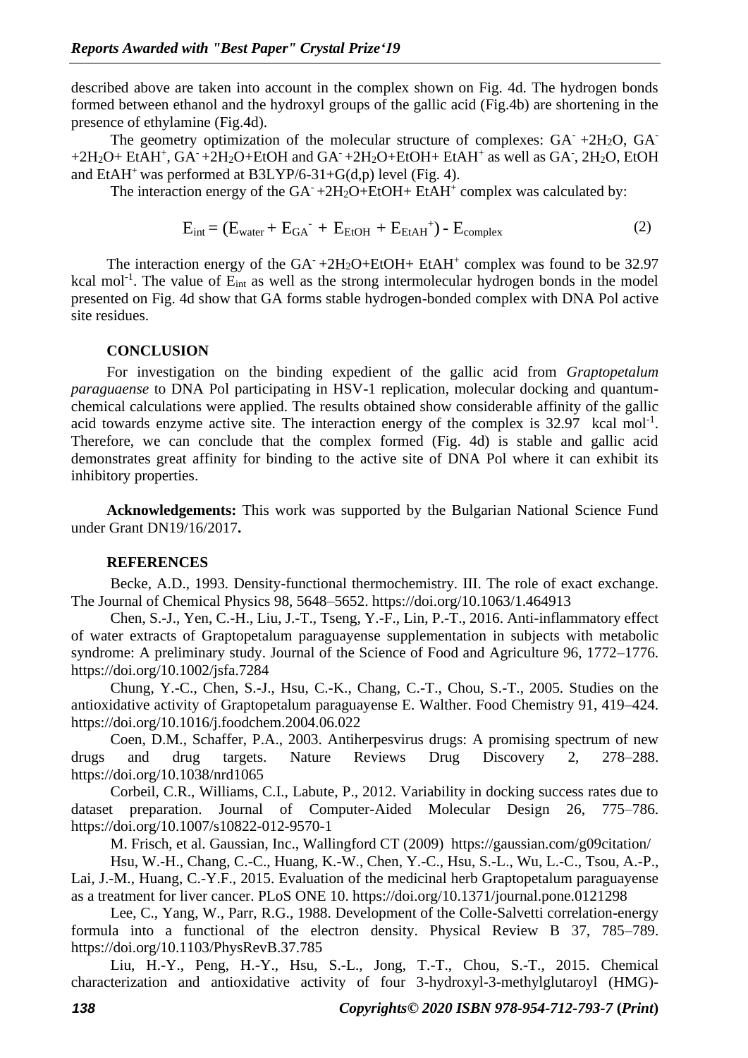described above are taken into account in the complex shown on Fig. 4d. The hydrogen bonds formed between ethanol and the hydroxyl groups of the gallic acid (Fig.4b) are shortening in the presence of ethylamine (Fig.4d).

The geometry optimization of the molecular structure of complexes: $GA^-$ +2$H_2O$, $GA^-$ +2$H_2O$+ $EtAH^+$, $GA^-$ +2$H_2O$+EtOH and $GA^-$ +2$H_2O$+EtOH+ $EtAH^+$ as well as $GA^-$, 2$H_2O$, EtOH and $EtAH^+$ was performed at B3LYP/6-31+G(d,p) level (Fig. 4).

The interaction energy of the $GA^-$ +2$H_2O$+EtOH+ $EtAH^+$ complex was calculated by:

$$E_{int} = (E_{water} + E_{GA^-} + E_{EtOH} + E_{EtAH^+}) - E_{complex} \quad (2)$$

The interaction energy of the $GA^-$ +2$H_2O$+EtOH+ $EtAH^+$ complex was found to be 32.97 kcal $mol^{-1}$. The value of $E_{int}$ as well as the strong intermolecular hydrogen bonds in the model presented on Fig. 4d show that GA forms stable hydrogen-bonded complex with DNA Pol active site residues.

## CONCLUSION

For investigation on the binding expedient of the gallic acid from *Graptopetalum paraguaense* to DNA Pol participating in HSV-1 replication, molecular docking and quantum-chemical calculations were applied. The results obtained show considerable affinity of the gallic acid towards enzyme active site. The interaction energy of the complex is 32.97 kcal $mol^{-1}$. Therefore, we can conclude that the complex formed (Fig. 4d) is stable and gallic acid demonstrates great affinity for binding to the active site of DNA Pol where it can exhibit its inhibitory properties.

**Acknowledgements:** This work was supported by the Bulgarian National Science Fund under Grant DN19/16/2017**.**

## REFERENCES

Becke, A.D., 1993. Density-functional thermochemistry. III. The role of exact exchange. The Journal of Chemical Physics 98, 5648–5652. https://doi.org/10.1063/1.464913

Chen, S.-J., Yen, C.-H., Liu, J.-T., Tseng, Y.-F., Lin, P.-T., 2016. Anti-inflammatory effect of water extracts of Graptopetalum paraguayense supplementation in subjects with metabolic syndrome: A preliminary study. Journal of the Science of Food and Agriculture 96, 1772–1776. https://doi.org/10.1002/jsfa.7284

Chung, Y.-C., Chen, S.-J., Hsu, C.-K., Chang, C.-T., Chou, S.-T., 2005. Studies on the antioxidative activity of Graptopetalum paraguayense E. Walther. Food Chemistry 91, 419–424. https://doi.org/10.1016/j.foodchem.2004.06.022

Coen, D.M., Schaffer, P.A., 2003. Antiherpesvirus drugs: A promising spectrum of new drugs and drug targets. Nature Reviews Drug Discovery 2, 278–288. https://doi.org/10.1038/nrd1065

Corbeil, C.R., Williams, C.I., Labute, P., 2012. Variability in docking success rates due to dataset preparation. Journal of Computer-Aided Molecular Design 26, 775–786. https://doi.org/10.1007/s10822-012-9570-1

M. Frisch, et al. Gaussian, Inc., Wallingford CT (2009) https://gaussian.com/g09citation/

Hsu, W.-H., Chang, C.-C., Huang, K.-W., Chen, Y.-C., Hsu, S.-L., Wu, L.-C., Tsou, A.-P., Lai, J.-M., Huang, C.-Y.F., 2015. Evaluation of the medicinal herb Graptopetalum paraguayense as a treatment for liver cancer. PLoS ONE 10. https://doi.org/10.1371/journal.pone.0121298

Lee, C., Yang, W., Parr, R.G., 1988. Development of the Colle-Salvetti correlation-energy formula into a functional of the electron density. Physical Review B 37, 785–789. https://doi.org/10.1103/PhysRevB.37.785

Liu, H.-Y., Peng, H.-Y., Hsu, S.-L., Jong, T.-T., Chou, S.-T., 2015. Chemical characterization and antioxidative activity of four 3-hydroxyl-3-methylglutaroyl (HMG)-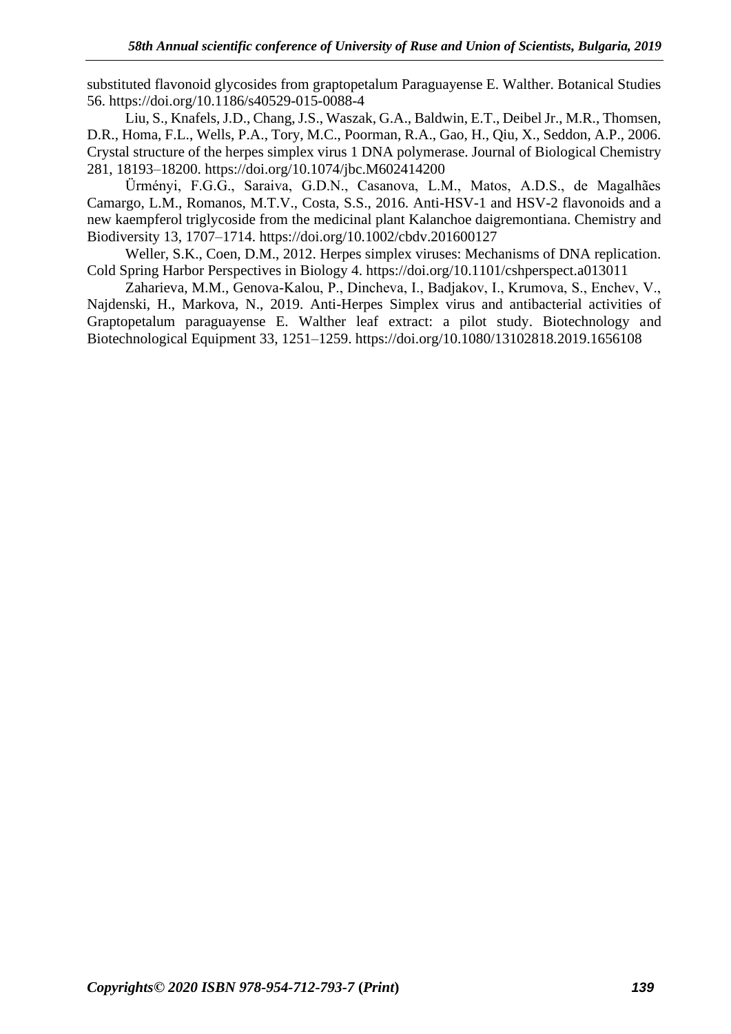substituted flavonoid glycosides from graptopetalum Paraguayense E. Walther. Botanical Studies 56. https://doi.org/10.1186/s40529-015-0088-4

Liu, S., Knafels, J.D., Chang, J.S., Waszak, G.A., Baldwin, E.T., Deibel Jr., M.R., Thomsen, D.R., Homa, F.L., Wells, P.A., Tory, M.C., Poorman, R.A., Gao, H., Qiu, X., Seddon, A.P., 2006. Crystal structure of the herpes simplex virus 1 DNA polymerase. Journal of Biological Chemistry 281, 18193–18200. https://doi.org/10.1074/jbc.M602414200

Ürményi, F.G.G., Saraiva, G.D.N., Casanova, L.M., Matos, A.D.S., de Magalhães Camargo, L.M., Romanos, M.T.V., Costa, S.S., 2016. Anti-HSV-1 and HSV-2 flavonoids and a new kaempferol triglycoside from the medicinal plant Kalanchoe daigremontiana. Chemistry and Biodiversity 13, 1707–1714. https://doi.org/10.1002/cbdv.201600127

Weller, S.K., Coen, D.M., 2012. Herpes simplex viruses: Mechanisms of DNA replication. Cold Spring Harbor Perspectives in Biology 4. https://doi.org/10.1101/cshperspect.a013011

Zaharieva, M.M., Genova-Kalou, P., Dincheva, I., Badjakov, I., Krumova, S., Enchev, V., Najdenski, H., Markova, N., 2019. Anti-Herpes Simplex virus and antibacterial activities of Graptopetalum paraguayense E. Walther leaf extract: a pilot study. Biotechnology and Biotechnological Equipment 33, 1251–1259. https://doi.org/10.1080/13102818.2019.1656108